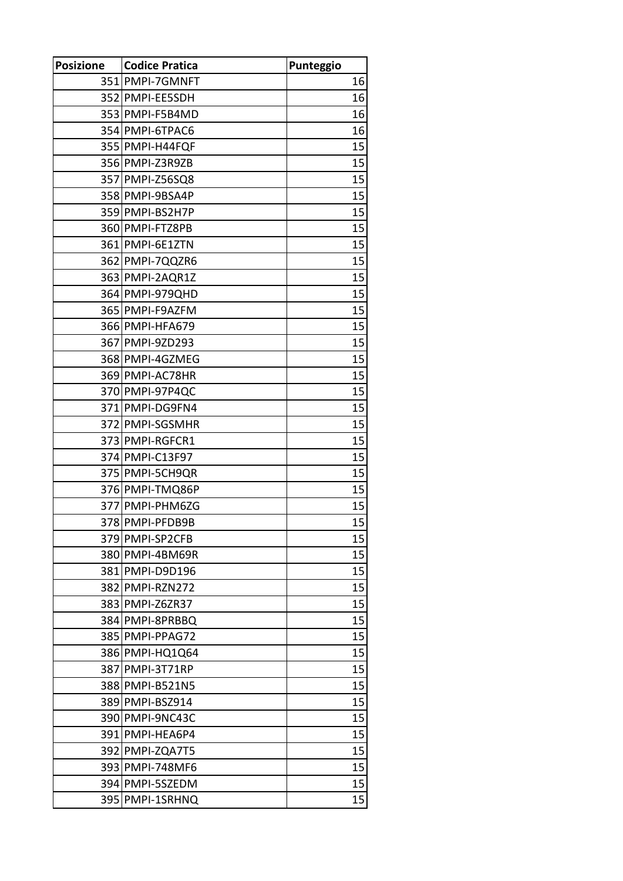| Posizione | Codice Pratica | Punteggio |
|---|---|---|
| 351 | PMPI-7GMNFT | 16 |
| 352 | PMPI-EE5SDH | 16 |
| 353 | PMPI-F5B4MD | 16 |
| 354 | PMPI-6TPAC6 | 16 |
| 355 | PMPI-H44FQF | 15 |
| 356 | PMPI-Z3R9ZB | 15 |
| 357 | PMPI-Z56SQ8 | 15 |
| 358 | PMPI-9BSA4P | 15 |
| 359 | PMPI-BS2H7P | 15 |
| 360 | PMPI-FTZ8PB | 15 |
| 361 | PMPI-6E1ZTN | 15 |
| 362 | PMPI-7QQZR6 | 15 |
| 363 | PMPI-2AQR1Z | 15 |
| 364 | PMPI-979QHD | 15 |
| 365 | PMPI-F9AZFM | 15 |
| 366 | PMPI-HFA679 | 15 |
| 367 | PMPI-9ZD293 | 15 |
| 368 | PMPI-4GZMEG | 15 |
| 369 | PMPI-AC78HR | 15 |
| 370 | PMPI-97P4QC | 15 |
| 371 | PMPI-DG9FN4 | 15 |
| 372 | PMPI-SGSMHR | 15 |
| 373 | PMPI-RGFCR1 | 15 |
| 374 | PMPI-C13F97 | 15 |
| 375 | PMPI-5CH9QR | 15 |
| 376 | PMPI-TMQ86P | 15 |
| 377 | PMPI-PHM6ZG | 15 |
| 378 | PMPI-PFDB9B | 15 |
| 379 | PMPI-SP2CFB | 15 |
| 380 | PMPI-4BM69R | 15 |
| 381 | PMPI-D9D196 | 15 |
| 382 | PMPI-RZN272 | 15 |
| 383 | PMPI-Z6ZR37 | 15 |
| 384 | PMPI-8PRBBQ | 15 |
| 385 | PMPI-PPAG72 | 15 |
| 386 | PMPI-HQ1Q64 | 15 |
| 387 | PMPI-3T71RP | 15 |
| 388 | PMPI-B521N5 | 15 |
| 389 | PMPI-BSZ914 | 15 |
| 390 | PMPI-9NC43C | 15 |
| 391 | PMPI-HEA6P4 | 15 |
| 392 | PMPI-ZQA7T5 | 15 |
| 393 | PMPI-748MF6 | 15 |
| 394 | PMPI-5SZEDM | 15 |
| 395 | PMPI-1SRHNQ | 15 |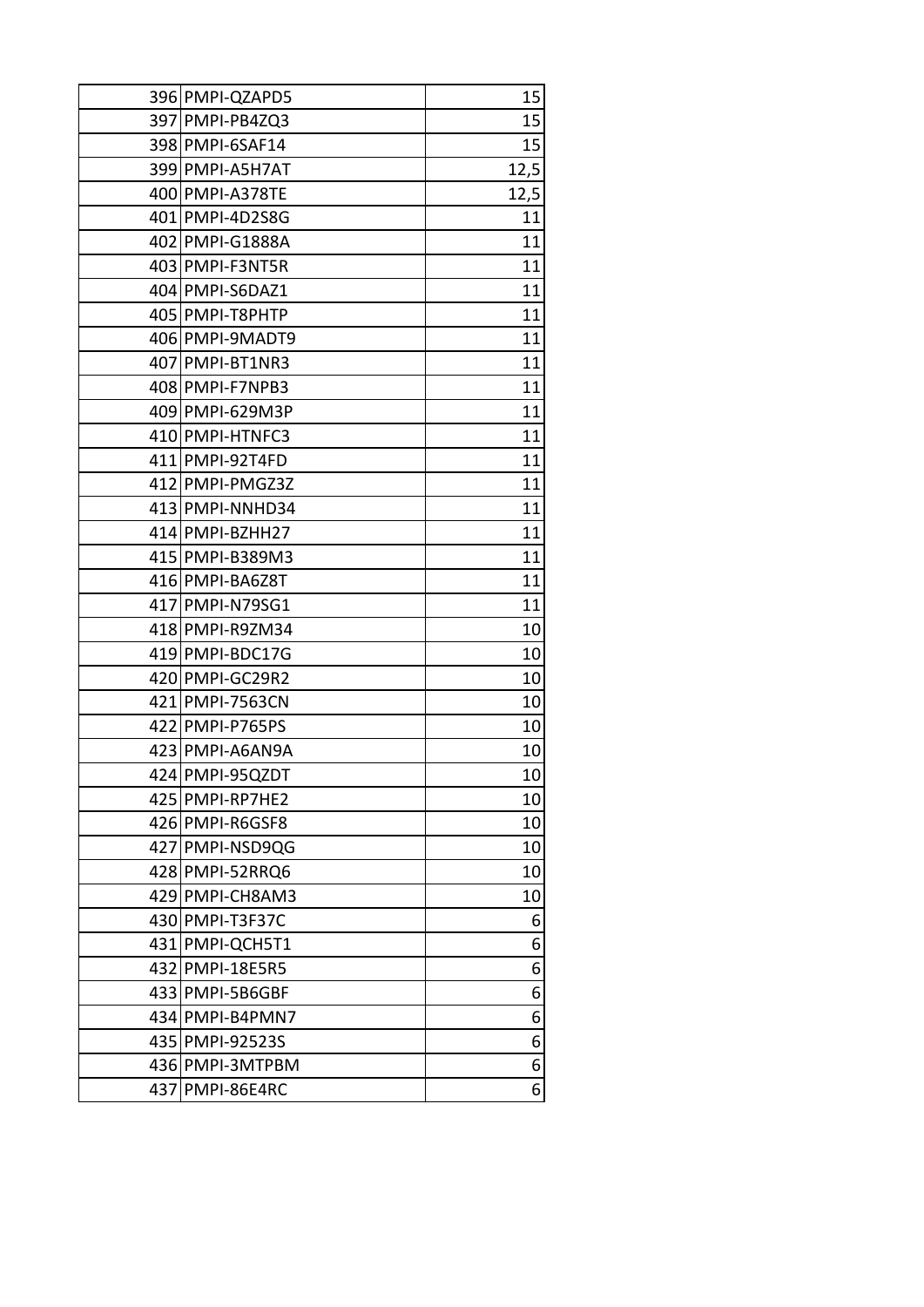| | | |
|---|---|---|
| 396 | PMPI-QZAPD5 | 15 |
| 397 | PMPI-PB4ZQ3 | 15 |
| 398 | PMPI-6SAF14 | 15 |
| 399 | PMPI-A5H7AT | 12,5 |
| 400 | PMPI-A378TE | 12,5 |
| 401 | PMPI-4D2S8G | 11 |
| 402 | PMPI-G1888A | 11 |
| 403 | PMPI-F3NT5R | 11 |
| 404 | PMPI-S6DAZ1 | 11 |
| 405 | PMPI-T8PHTP | 11 |
| 406 | PMPI-9MADT9 | 11 |
| 407 | PMPI-BT1NR3 | 11 |
| 408 | PMPI-F7NPB3 | 11 |
| 409 | PMPI-629M3P | 11 |
| 410 | PMPI-HTNFC3 | 11 |
| 411 | PMPI-92T4FD | 11 |
| 412 | PMPI-PMGZ3Z | 11 |
| 413 | PMPI-NNHD34 | 11 |
| 414 | PMPI-BZHH27 | 11 |
| 415 | PMPI-B389M3 | 11 |
| 416 | PMPI-BA6Z8T | 11 |
| 417 | PMPI-N79SG1 | 11 |
| 418 | PMPI-R9ZM34 | 10 |
| 419 | PMPI-BDC17G | 10 |
| 420 | PMPI-GC29R2 | 10 |
| 421 | PMPI-7563CN | 10 |
| 422 | PMPI-P765PS | 10 |
| 423 | PMPI-A6AN9A | 10 |
| 424 | PMPI-95QZDT | 10 |
| 425 | PMPI-RP7HE2 | 10 |
| 426 | PMPI-R6GSF8 | 10 |
| 427 | PMPI-NSD9QG | 10 |
| 428 | PMPI-52RRQ6 | 10 |
| 429 | PMPI-CH8AM3 | 10 |
| 430 | PMPI-T3F37C | 6 |
| 431 | PMPI-QCH5T1 | 6 |
| 432 | PMPI-18E5R5 | 6 |
| 433 | PMPI-5B6GBF | 6 |
| 434 | PMPI-B4PMN7 | 6 |
| 435 | PMPI-92523S | 6 |
| 436 | PMPI-3MTPBM | 6 |
| 437 | PMPI-86E4RC | 6 |